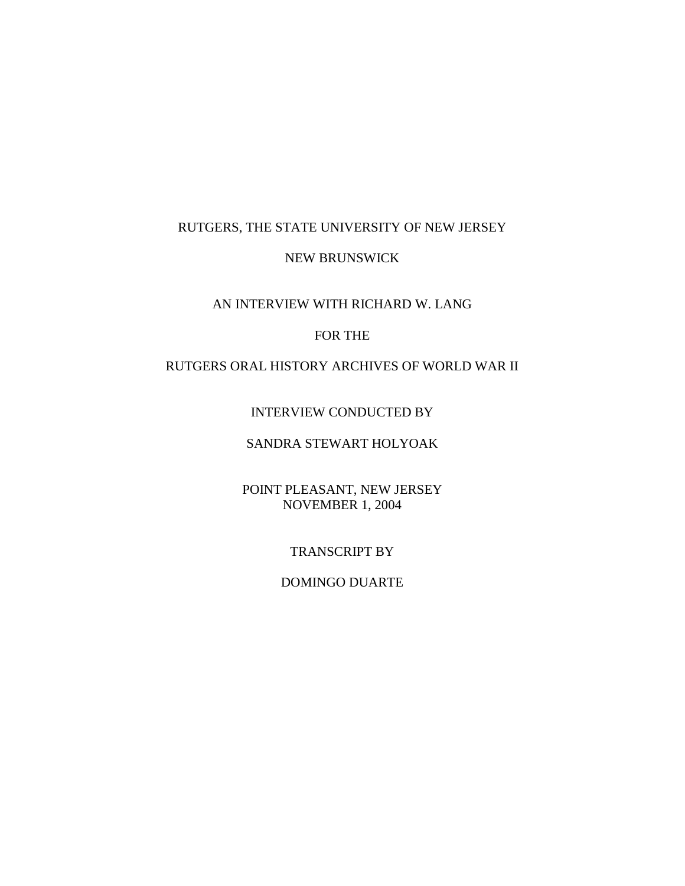RUTGERS, THE STATE UNIVERSITY OF NEW JERSEY

NEW BRUNSWICK

AN INTERVIEW WITH RICHARD W. LANG

FOR THE

RUTGERS ORAL HISTORY ARCHIVES OF WORLD WAR II

INTERVIEW CONDUCTED BY

SANDRA STEWART HOLYOAK

POINT PLEASANT, NEW JERSEY
NOVEMBER 1, 2004

TRANSCRIPT BY

DOMINGO DUARTE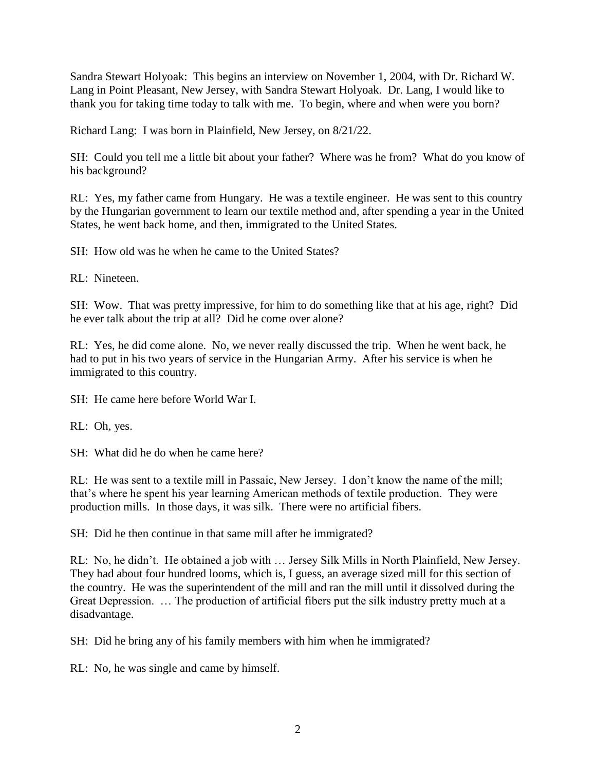Sandra Stewart Holyoak: This begins an interview on November 1, 2004, with Dr. Richard W. Lang in Point Pleasant, New Jersey, with Sandra Stewart Holyoak. Dr. Lang, I would like to thank you for taking time today to talk with me. To begin, where and when were you born?

Richard Lang: I was born in Plainfield, New Jersey, on 8/21/22.

SH: Could you tell me a little bit about your father? Where was he from? What do you know of his background?

RL: Yes, my father came from Hungary. He was a textile engineer. He was sent to this country by the Hungarian government to learn our textile method and, after spending a year in the United States, he went back home, and then, immigrated to the United States.

SH: How old was he when he came to the United States?

RL: Nineteen.

SH: Wow. That was pretty impressive, for him to do something like that at his age, right? Did he ever talk about the trip at all? Did he come over alone?

RL: Yes, he did come alone. No, we never really discussed the trip. When he went back, he had to put in his two years of service in the Hungarian Army. After his service is when he immigrated to this country.

SH: He came here before World War I.

RL: Oh, yes.

SH: What did he do when he came here?

RL: He was sent to a textile mill in Passaic, New Jersey. I don't know the name of the mill; that's where he spent his year learning American methods of textile production. They were production mills. In those days, it was silk. There were no artificial fibers.

SH: Did he then continue in that same mill after he immigrated?

RL: No, he didn't. He obtained a job with … Jersey Silk Mills in North Plainfield, New Jersey. They had about four hundred looms, which is, I guess, an average sized mill for this section of the country. He was the superintendent of the mill and ran the mill until it dissolved during the Great Depression. … The production of artificial fibers put the silk industry pretty much at a disadvantage.

SH: Did he bring any of his family members with him when he immigrated?

RL: No, he was single and came by himself.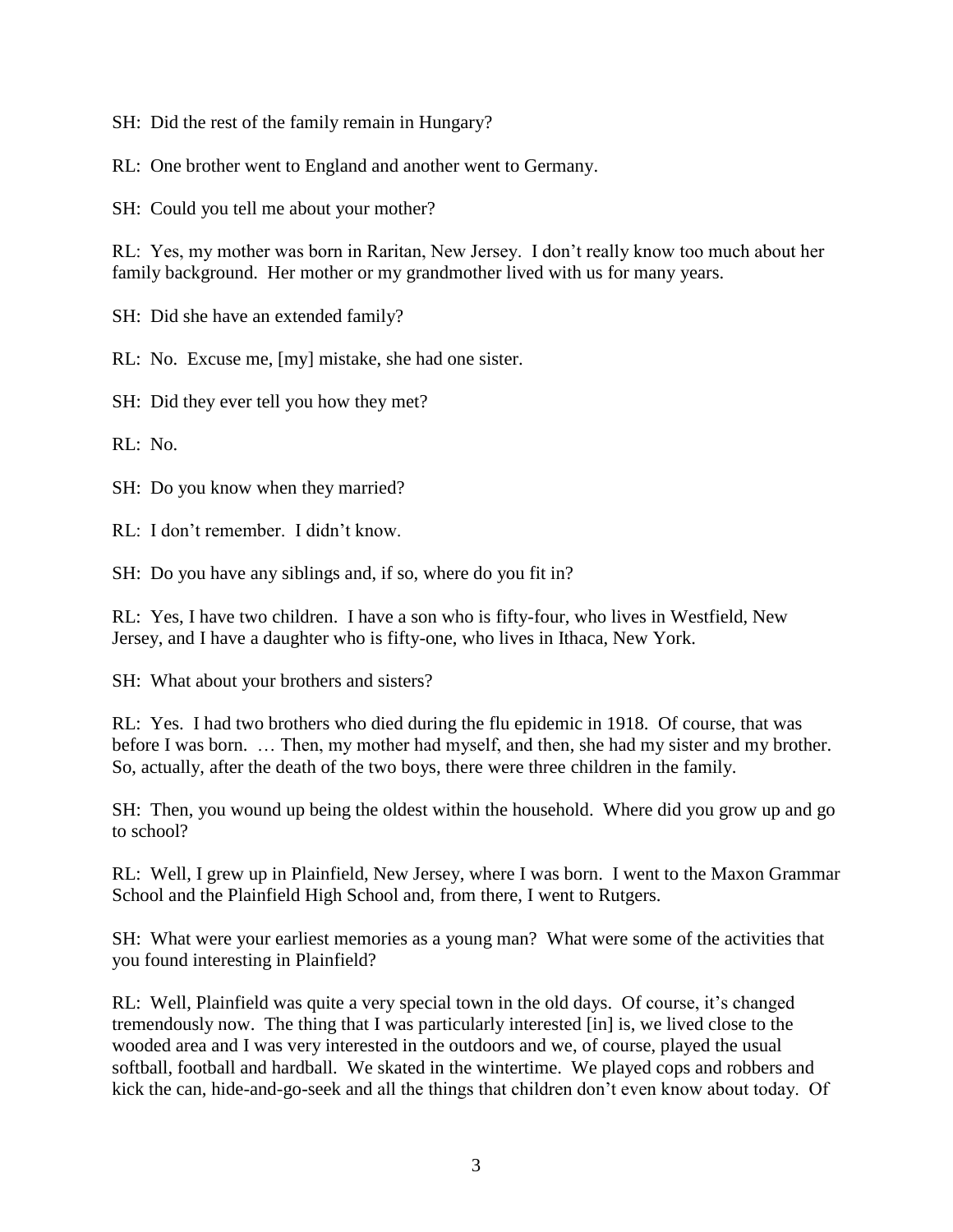SH: Did the rest of the family remain in Hungary?

RL: One brother went to England and another went to Germany.

SH: Could you tell me about your mother?

RL: Yes, my mother was born in Raritan, New Jersey. I don't really know too much about her family background. Her mother or my grandmother lived with us for many years.

SH: Did she have an extended family?

RL: No. Excuse me, [my] mistake, she had one sister.

SH: Did they ever tell you how they met?

RL: No.

SH: Do you know when they married?

RL: I don't remember. I didn't know.

SH: Do you have any siblings and, if so, where do you fit in?

RL: Yes, I have two children. I have a son who is fifty-four, who lives in Westfield, New Jersey, and I have a daughter who is fifty-one, who lives in Ithaca, New York.

SH: What about your brothers and sisters?

RL: Yes. I had two brothers who died during the flu epidemic in 1918. Of course, that was before I was born. … Then, my mother had myself, and then, she had my sister and my brother. So, actually, after the death of the two boys, there were three children in the family.

SH: Then, you wound up being the oldest within the household. Where did you grow up and go to school?

RL: Well, I grew up in Plainfield, New Jersey, where I was born. I went to the Maxon Grammar School and the Plainfield High School and, from there, I went to Rutgers.

SH: What were your earliest memories as a young man? What were some of the activities that you found interesting in Plainfield?

RL: Well, Plainfield was quite a very special town in the old days. Of course, it's changed tremendously now. The thing that I was particularly interested [in] is, we lived close to the wooded area and I was very interested in the outdoors and we, of course, played the usual softball, football and hardball. We skated in the wintertime. We played cops and robbers and kick the can, hide-and-go-seek and all the things that children don't even know about today. Of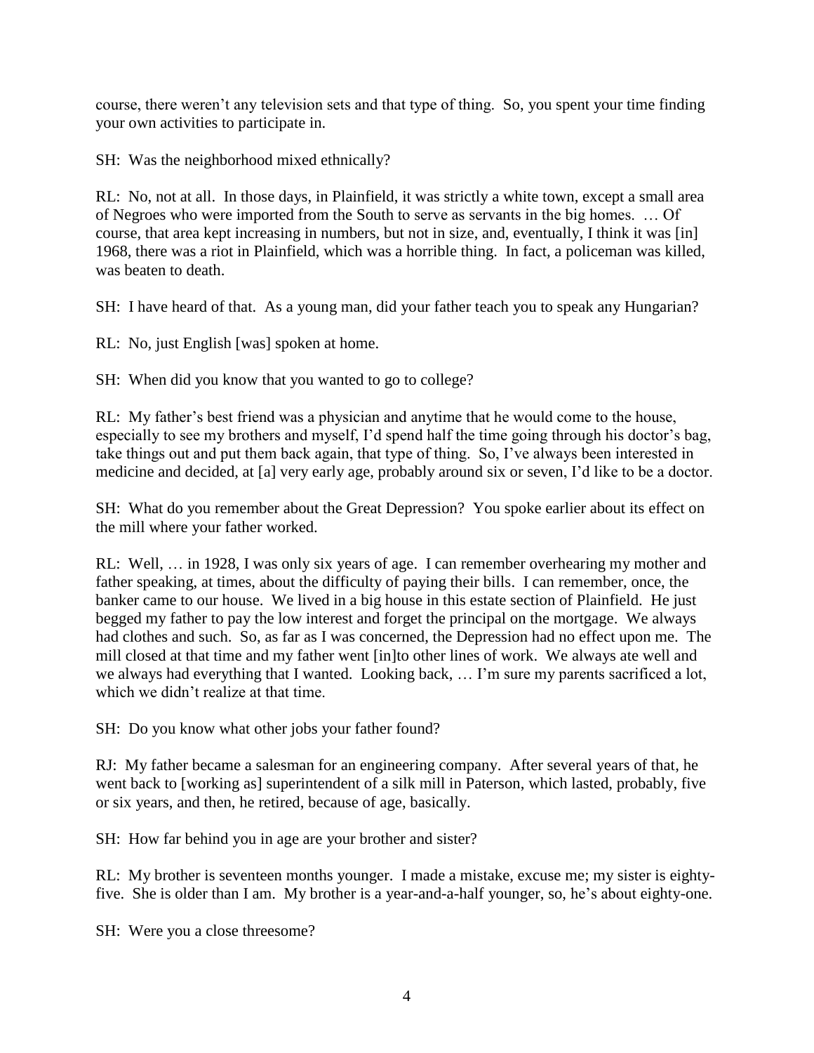course, there weren't any television sets and that type of thing. So, you spent your time finding your own activities to participate in.

SH: Was the neighborhood mixed ethnically?

RL: No, not at all. In those days, in Plainfield, it was strictly a white town, except a small area of Negroes who were imported from the South to serve as servants in the big homes. … Of course, that area kept increasing in numbers, but not in size, and, eventually, I think it was [in] 1968, there was a riot in Plainfield, which was a horrible thing. In fact, a policeman was killed, was beaten to death.

SH: I have heard of that. As a young man, did your father teach you to speak any Hungarian?

RL: No, just English [was] spoken at home.

SH: When did you know that you wanted to go to college?

RL: My father's best friend was a physician and anytime that he would come to the house, especially to see my brothers and myself, I'd spend half the time going through his doctor's bag, take things out and put them back again, that type of thing. So, I've always been interested in medicine and decided, at [a] very early age, probably around six or seven, I'd like to be a doctor.

SH: What do you remember about the Great Depression? You spoke earlier about its effect on the mill where your father worked.

RL: Well, … in 1928, I was only six years of age. I can remember overhearing my mother and father speaking, at times, about the difficulty of paying their bills. I can remember, once, the banker came to our house. We lived in a big house in this estate section of Plainfield. He just begged my father to pay the low interest and forget the principal on the mortgage. We always had clothes and such. So, as far as I was concerned, the Depression had no effect upon me. The mill closed at that time and my father went [in]to other lines of work. We always ate well and we always had everything that I wanted. Looking back, … I'm sure my parents sacrificed a lot, which we didn't realize at that time.

SH: Do you know what other jobs your father found?

RJ: My father became a salesman for an engineering company. After several years of that, he went back to [working as] superintendent of a silk mill in Paterson, which lasted, probably, five or six years, and then, he retired, because of age, basically.

SH: How far behind you in age are your brother and sister?

RL: My brother is seventeen months younger. I made a mistake, excuse me; my sister is eighty-five. She is older than I am. My brother is a year-and-a-half younger, so, he's about eighty-one.

SH: Were you a close threesome?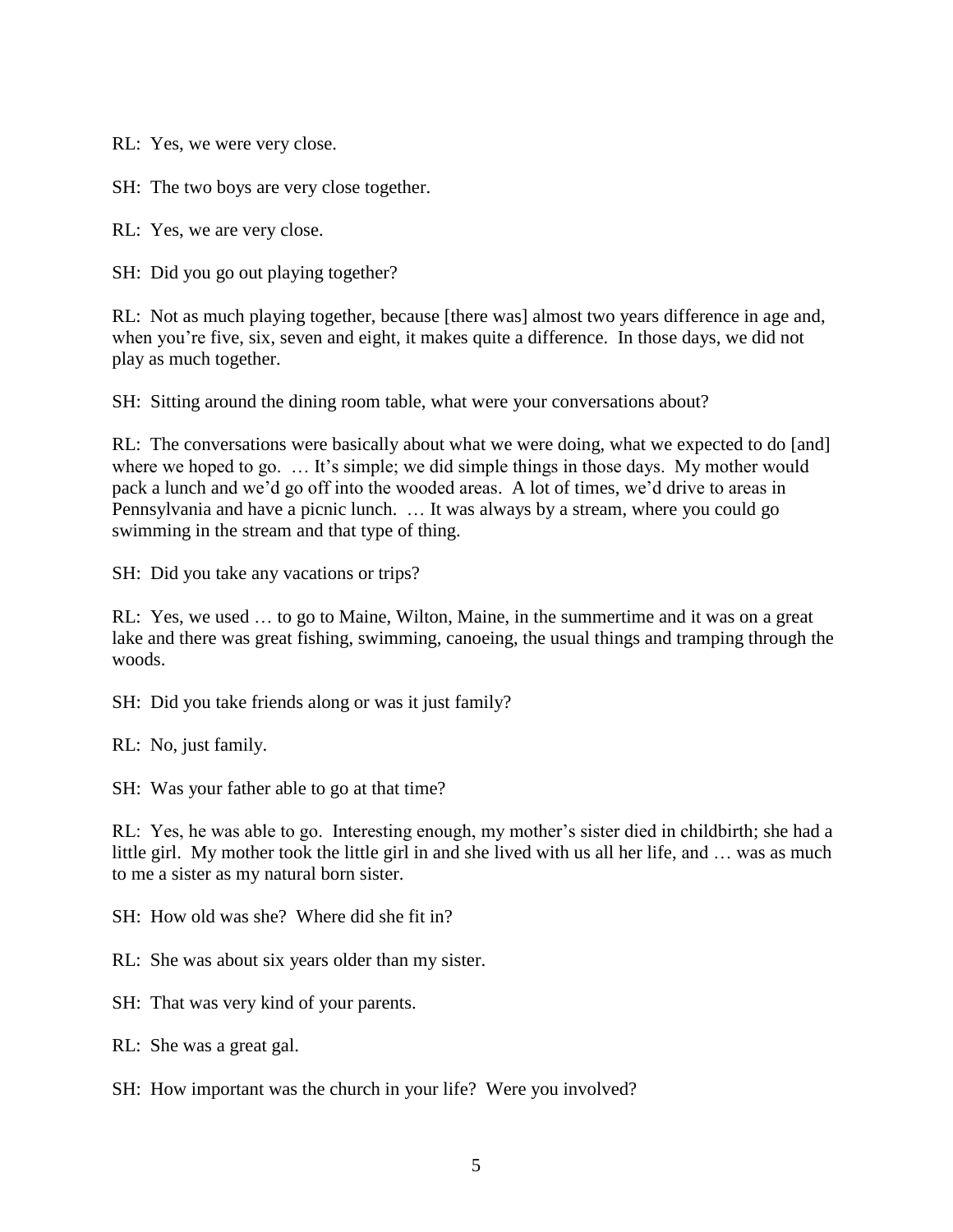RL: Yes, we were very close.

SH: The two boys are very close together.

RL: Yes, we are very close.

SH: Did you go out playing together?

RL: Not as much playing together, because [there was] almost two years difference in age and, when you're five, six, seven and eight, it makes quite a difference. In those days, we did not play as much together.

SH: Sitting around the dining room table, what were your conversations about?

RL: The conversations were basically about what we were doing, what we expected to do [and] where we hoped to go. … It's simple; we did simple things in those days. My mother would pack a lunch and we'd go off into the wooded areas. A lot of times, we'd drive to areas in Pennsylvania and have a picnic lunch. … It was always by a stream, where you could go swimming in the stream and that type of thing.

SH: Did you take any vacations or trips?

RL: Yes, we used … to go to Maine, Wilton, Maine, in the summertime and it was on a great lake and there was great fishing, swimming, canoeing, the usual things and tramping through the woods.

SH: Did you take friends along or was it just family?

RL: No, just family.

SH: Was your father able to go at that time?

RL: Yes, he was able to go. Interesting enough, my mother's sister died in childbirth; she had a little girl. My mother took the little girl in and she lived with us all her life, and … was as much to me a sister as my natural born sister.

SH: How old was she? Where did she fit in?

RL: She was about six years older than my sister.

SH: That was very kind of your parents.

RL: She was a great gal.

SH: How important was the church in your life? Were you involved?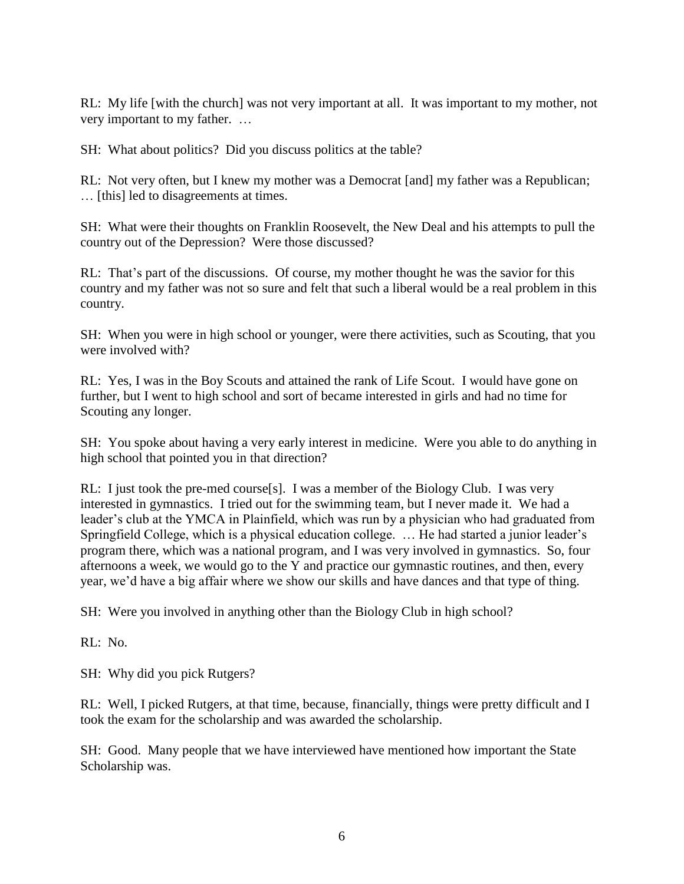RL: My life [with the church] was not very important at all. It was important to my mother, not very important to my father. …

SH: What about politics? Did you discuss politics at the table?

RL: Not very often, but I knew my mother was a Democrat [and] my father was a Republican; … [this] led to disagreements at times.

SH: What were their thoughts on Franklin Roosevelt, the New Deal and his attempts to pull the country out of the Depression? Were those discussed?

RL: That's part of the discussions. Of course, my mother thought he was the savior for this country and my father was not so sure and felt that such a liberal would be a real problem in this country.

SH: When you were in high school or younger, were there activities, such as Scouting, that you were involved with?

RL: Yes, I was in the Boy Scouts and attained the rank of Life Scout. I would have gone on further, but I went to high school and sort of became interested in girls and had no time for Scouting any longer.

SH: You spoke about having a very early interest in medicine. Were you able to do anything in high school that pointed you in that direction?

RL: I just took the pre-med course[s]. I was a member of the Biology Club. I was very interested in gymnastics. I tried out for the swimming team, but I never made it. We had a leader's club at the YMCA in Plainfield, which was run by a physician who had graduated from Springfield College, which is a physical education college. … He had started a junior leader's program there, which was a national program, and I was very involved in gymnastics. So, four afternoons a week, we would go to the Y and practice our gymnastic routines, and then, every year, we'd have a big affair where we show our skills and have dances and that type of thing.

SH: Were you involved in anything other than the Biology Club in high school?

RL: No.

SH: Why did you pick Rutgers?

RL: Well, I picked Rutgers, at that time, because, financially, things were pretty difficult and I took the exam for the scholarship and was awarded the scholarship.

SH: Good. Many people that we have interviewed have mentioned how important the State Scholarship was.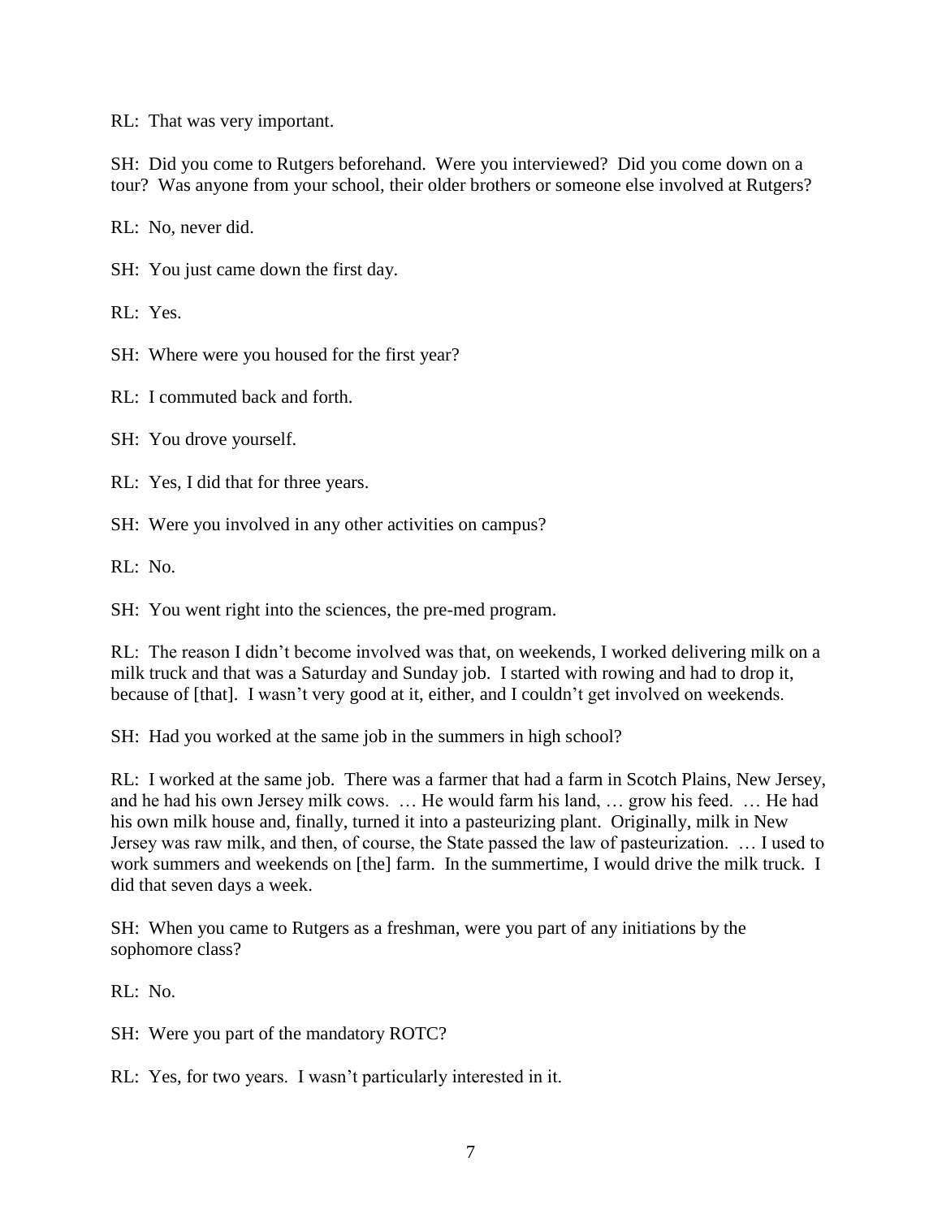RL: That was very important.

SH: Did you come to Rutgers beforehand. Were you interviewed? Did you come down on a tour? Was anyone from your school, their older brothers or someone else involved at Rutgers?

RL: No, never did.

SH: You just came down the first day.

RL: Yes.

SH: Where were you housed for the first year?

RL: I commuted back and forth.

SH: You drove yourself.

RL: Yes, I did that for three years.

SH: Were you involved in any other activities on campus?

RL: No.

SH: You went right into the sciences, the pre-med program.

RL: The reason I didn't become involved was that, on weekends, I worked delivering milk on a milk truck and that was a Saturday and Sunday job. I started with rowing and had to drop it, because of [that]. I wasn't very good at it, either, and I couldn't get involved on weekends.

SH: Had you worked at the same job in the summers in high school?

RL: I worked at the same job. There was a farmer that had a farm in Scotch Plains, New Jersey, and he had his own Jersey milk cows. … He would farm his land, … grow his feed. … He had his own milk house and, finally, turned it into a pasteurizing plant. Originally, milk in New Jersey was raw milk, and then, of course, the State passed the law of pasteurization. … I used to work summers and weekends on [the] farm. In the summertime, I would drive the milk truck. I did that seven days a week.

SH: When you came to Rutgers as a freshman, were you part of any initiations by the sophomore class?

RL: No.

SH: Were you part of the mandatory ROTC?

RL: Yes, for two years. I wasn't particularly interested in it.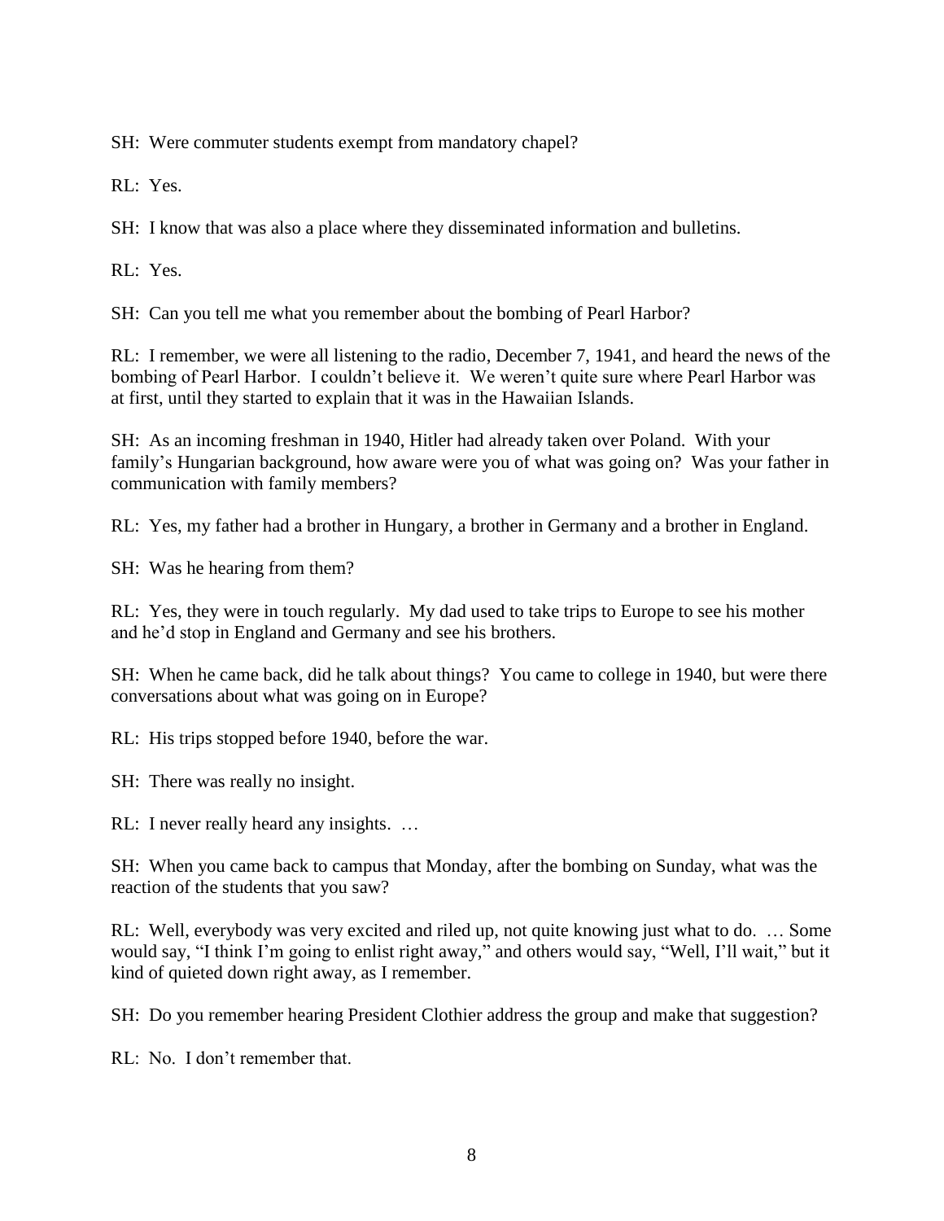SH: Were commuter students exempt from mandatory chapel?

RL: Yes.

SH: I know that was also a place where they disseminated information and bulletins.

RL: Yes.

SH: Can you tell me what you remember about the bombing of Pearl Harbor?

RL: I remember, we were all listening to the radio, December 7, 1941, and heard the news of the bombing of Pearl Harbor. I couldn't believe it. We weren't quite sure where Pearl Harbor was at first, until they started to explain that it was in the Hawaiian Islands.

SH: As an incoming freshman in 1940, Hitler had already taken over Poland. With your family's Hungarian background, how aware were you of what was going on? Was your father in communication with family members?

RL: Yes, my father had a brother in Hungary, a brother in Germany and a brother in England.

SH: Was he hearing from them?

RL: Yes, they were in touch regularly. My dad used to take trips to Europe to see his mother and he'd stop in England and Germany and see his brothers.

SH: When he came back, did he talk about things? You came to college in 1940, but were there conversations about what was going on in Europe?

RL: His trips stopped before 1940, before the war.

SH: There was really no insight.

RL: I never really heard any insights. …

SH: When you came back to campus that Monday, after the bombing on Sunday, what was the reaction of the students that you saw?

RL: Well, everybody was very excited and riled up, not quite knowing just what to do. … Some would say, "I think I'm going to enlist right away," and others would say, "Well, I'll wait," but it kind of quieted down right away, as I remember.

SH: Do you remember hearing President Clothier address the group and make that suggestion?

RL: No. I don't remember that.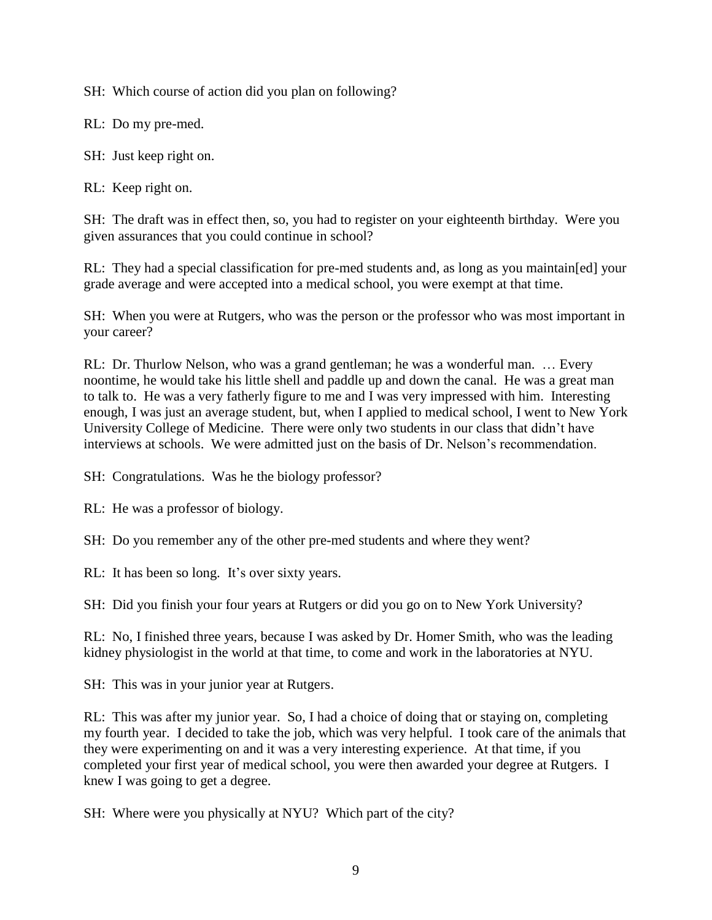SH: Which course of action did you plan on following?

RL: Do my pre-med.

SH: Just keep right on.

RL: Keep right on.

SH: The draft was in effect then, so, you had to register on your eighteenth birthday. Were you given assurances that you could continue in school?

RL: They had a special classification for pre-med students and, as long as you maintain[ed] your grade average and were accepted into a medical school, you were exempt at that time.

SH: When you were at Rutgers, who was the person or the professor who was most important in your career?

RL: Dr. Thurlow Nelson, who was a grand gentleman; he was a wonderful man. … Every noontime, he would take his little shell and paddle up and down the canal. He was a great man to talk to. He was a very fatherly figure to me and I was very impressed with him. Interesting enough, I was just an average student, but, when I applied to medical school, I went to New York University College of Medicine. There were only two students in our class that didn't have interviews at schools. We were admitted just on the basis of Dr. Nelson's recommendation.

SH: Congratulations. Was he the biology professor?

RL: He was a professor of biology.

SH: Do you remember any of the other pre-med students and where they went?

RL: It has been so long. It's over sixty years.

SH: Did you finish your four years at Rutgers or did you go on to New York University?

RL: No, I finished three years, because I was asked by Dr. Homer Smith, who was the leading kidney physiologist in the world at that time, to come and work in the laboratories at NYU.

SH: This was in your junior year at Rutgers.

RL: This was after my junior year. So, I had a choice of doing that or staying on, completing my fourth year. I decided to take the job, which was very helpful. I took care of the animals that they were experimenting on and it was a very interesting experience. At that time, if you completed your first year of medical school, you were then awarded your degree at Rutgers. I knew I was going to get a degree.

SH: Where were you physically at NYU? Which part of the city?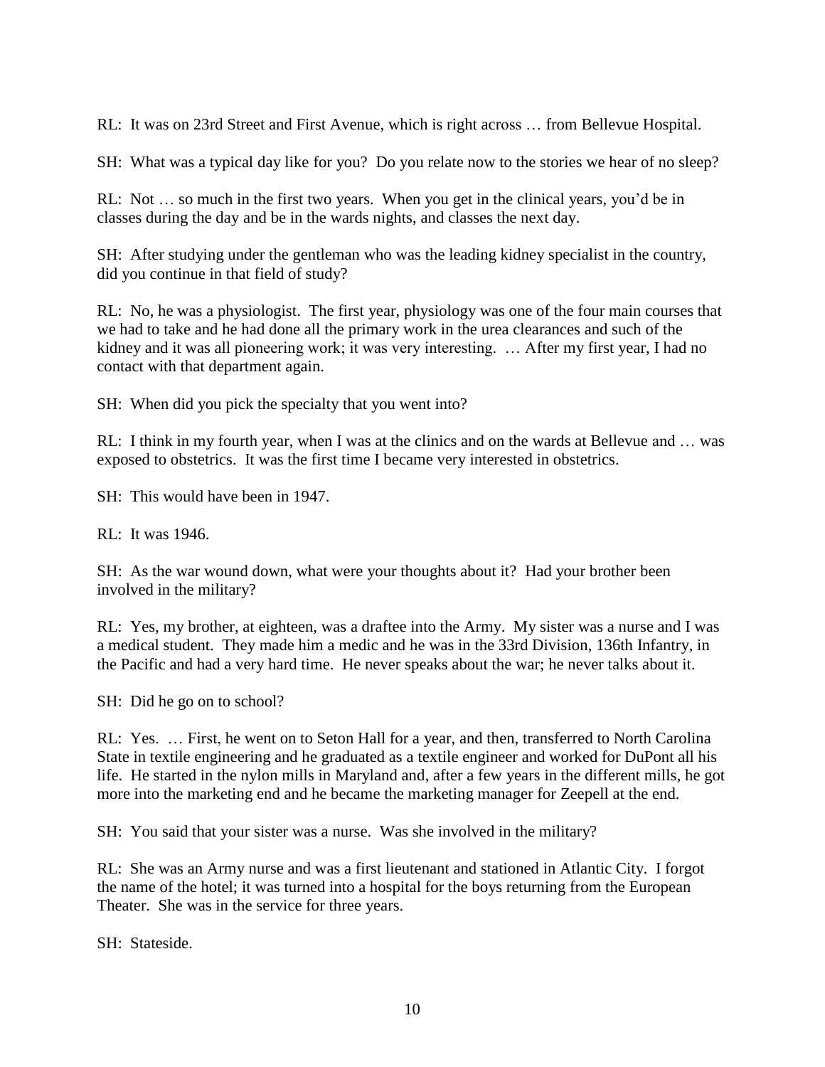RL: It was on 23rd Street and First Avenue, which is right across … from Bellevue Hospital.

SH: What was a typical day like for you? Do you relate now to the stories we hear of no sleep?

RL: Not … so much in the first two years. When you get in the clinical years, you'd be in classes during the day and be in the wards nights, and classes the next day.

SH: After studying under the gentleman who was the leading kidney specialist in the country, did you continue in that field of study?

RL: No, he was a physiologist. The first year, physiology was one of the four main courses that we had to take and he had done all the primary work in the urea clearances and such of the kidney and it was all pioneering work; it was very interesting. … After my first year, I had no contact with that department again.

SH: When did you pick the specialty that you went into?

RL: I think in my fourth year, when I was at the clinics and on the wards at Bellevue and … was exposed to obstetrics. It was the first time I became very interested in obstetrics.

SH: This would have been in 1947.

RL: It was 1946.

SH: As the war wound down, what were your thoughts about it? Had your brother been involved in the military?

RL: Yes, my brother, at eighteen, was a draftee into the Army. My sister was a nurse and I was a medical student. They made him a medic and he was in the 33rd Division, 136th Infantry, in the Pacific and had a very hard time. He never speaks about the war; he never talks about it.

SH: Did he go on to school?

RL: Yes. … First, he went on to Seton Hall for a year, and then, transferred to North Carolina State in textile engineering and he graduated as a textile engineer and worked for DuPont all his life. He started in the nylon mills in Maryland and, after a few years in the different mills, he got more into the marketing end and he became the marketing manager for Zeepell at the end.

SH: You said that your sister was a nurse. Was she involved in the military?

RL: She was an Army nurse and was a first lieutenant and stationed in Atlantic City. I forgot the name of the hotel; it was turned into a hospital for the boys returning from the European Theater. She was in the service for three years.

SH: Stateside.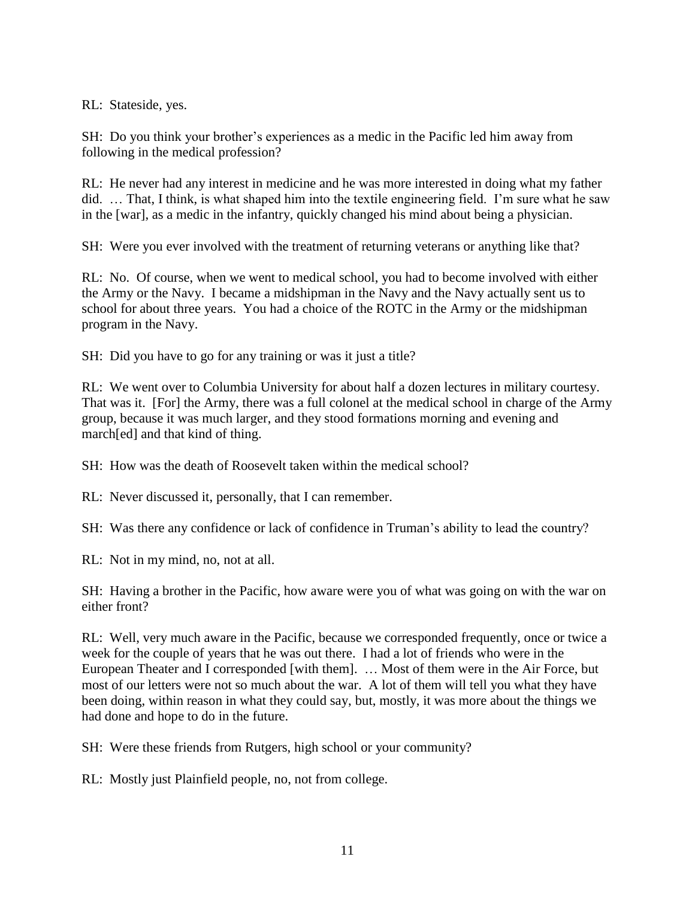RL: Stateside, yes.

SH: Do you think your brother's experiences as a medic in the Pacific led him away from following in the medical profession?

RL: He never had any interest in medicine and he was more interested in doing what my father did. … That, I think, is what shaped him into the textile engineering field. I'm sure what he saw in the [war], as a medic in the infantry, quickly changed his mind about being a physician.

SH: Were you ever involved with the treatment of returning veterans or anything like that?

RL: No. Of course, when we went to medical school, you had to become involved with either the Army or the Navy. I became a midshipman in the Navy and the Navy actually sent us to school for about three years. You had a choice of the ROTC in the Army or the midshipman program in the Navy.

SH: Did you have to go for any training or was it just a title?

RL: We went over to Columbia University for about half a dozen lectures in military courtesy. That was it. [For] the Army, there was a full colonel at the medical school in charge of the Army group, because it was much larger, and they stood formations morning and evening and march[ed] and that kind of thing.

SH: How was the death of Roosevelt taken within the medical school?

RL: Never discussed it, personally, that I can remember.

SH: Was there any confidence or lack of confidence in Truman's ability to lead the country?

RL: Not in my mind, no, not at all.

SH: Having a brother in the Pacific, how aware were you of what was going on with the war on either front?

RL: Well, very much aware in the Pacific, because we corresponded frequently, once or twice a week for the couple of years that he was out there. I had a lot of friends who were in the European Theater and I corresponded [with them]. … Most of them were in the Air Force, but most of our letters were not so much about the war. A lot of them will tell you what they have been doing, within reason in what they could say, but, mostly, it was more about the things we had done and hope to do in the future.

SH: Were these friends from Rutgers, high school or your community?

RL: Mostly just Plainfield people, no, not from college.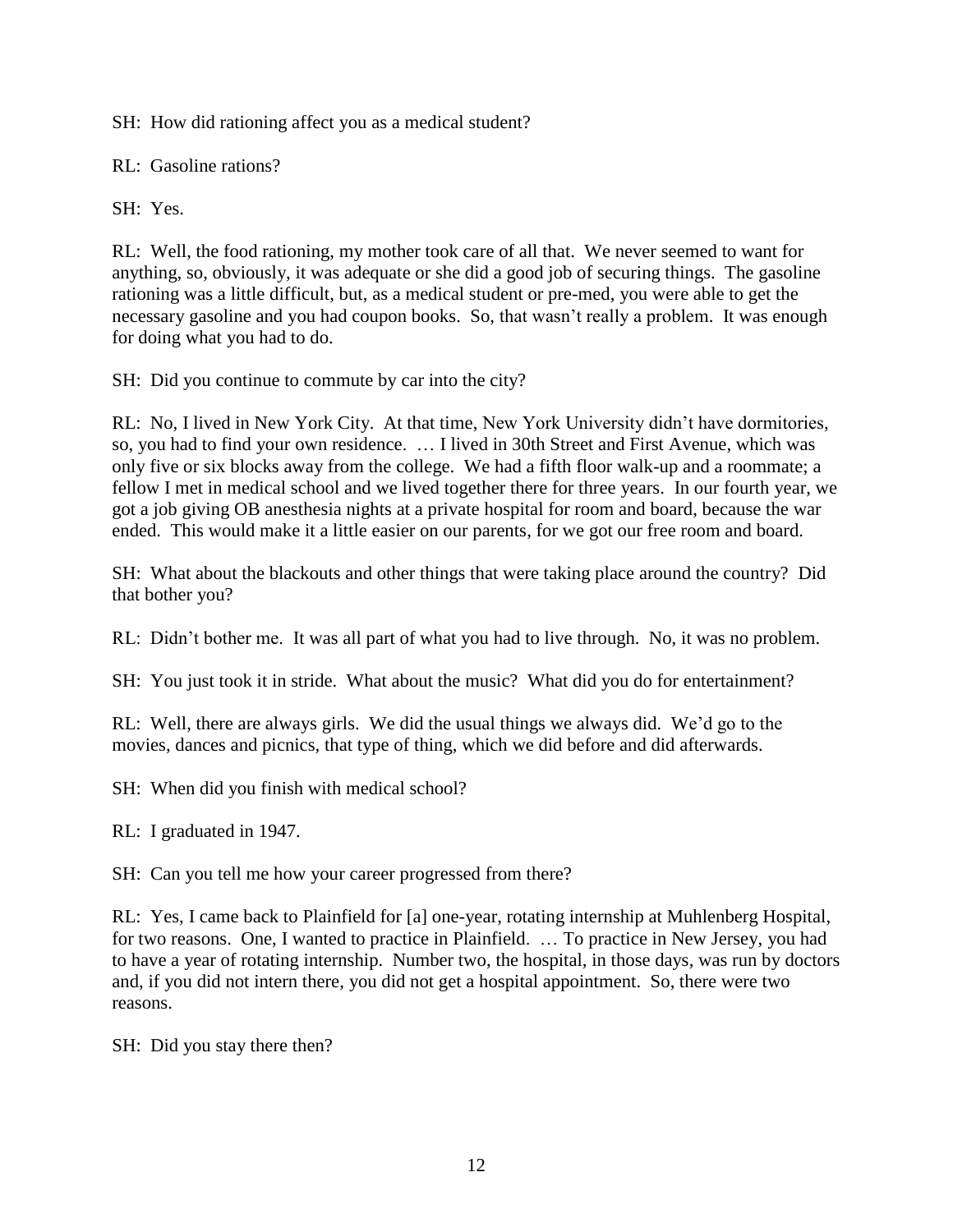SH: How did rationing affect you as a medical student?

RL: Gasoline rations?

SH: Yes.

RL: Well, the food rationing, my mother took care of all that. We never seemed to want for anything, so, obviously, it was adequate or she did a good job of securing things. The gasoline rationing was a little difficult, but, as a medical student or pre-med, you were able to get the necessary gasoline and you had coupon books. So, that wasn't really a problem. It was enough for doing what you had to do.

SH: Did you continue to commute by car into the city?

RL: No, I lived in New York City. At that time, New York University didn't have dormitories, so, you had to find your own residence. … I lived in 30th Street and First Avenue, which was only five or six blocks away from the college. We had a fifth floor walk-up and a roommate; a fellow I met in medical school and we lived together there for three years. In our fourth year, we got a job giving OB anesthesia nights at a private hospital for room and board, because the war ended. This would make it a little easier on our parents, for we got our free room and board.

SH: What about the blackouts and other things that were taking place around the country? Did that bother you?

RL: Didn't bother me. It was all part of what you had to live through. No, it was no problem.

SH: You just took it in stride. What about the music? What did you do for entertainment?

RL: Well, there are always girls. We did the usual things we always did. We'd go to the movies, dances and picnics, that type of thing, which we did before and did afterwards.

SH: When did you finish with medical school?

RL: I graduated in 1947.

SH: Can you tell me how your career progressed from there?

RL: Yes, I came back to Plainfield for [a] one-year, rotating internship at Muhlenberg Hospital, for two reasons. One, I wanted to practice in Plainfield. … To practice in New Jersey, you had to have a year of rotating internship. Number two, the hospital, in those days, was run by doctors and, if you did not intern there, you did not get a hospital appointment. So, there were two reasons.

SH: Did you stay there then?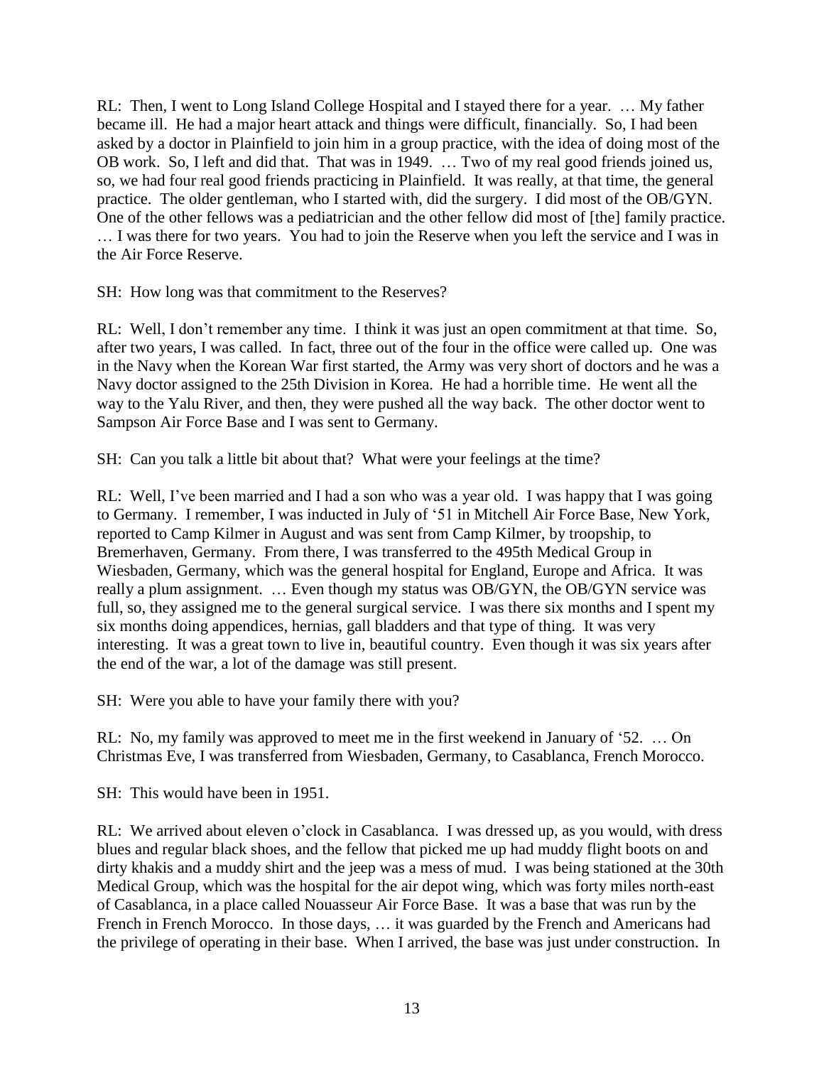RL: Then, I went to Long Island College Hospital and I stayed there for a year. … My father became ill. He had a major heart attack and things were difficult, financially. So, I had been asked by a doctor in Plainfield to join him in a group practice, with the idea of doing most of the OB work. So, I left and did that. That was in 1949. … Two of my real good friends joined us, so, we had four real good friends practicing in Plainfield. It was really, at that time, the general practice. The older gentleman, who I started with, did the surgery. I did most of the OB/GYN. One of the other fellows was a pediatrician and the other fellow did most of [the] family practice. … I was there for two years. You had to join the Reserve when you left the service and I was in the Air Force Reserve.

SH: How long was that commitment to the Reserves?

RL: Well, I don't remember any time. I think it was just an open commitment at that time. So, after two years, I was called. In fact, three out of the four in the office were called up. One was in the Navy when the Korean War first started, the Army was very short of doctors and he was a Navy doctor assigned to the 25th Division in Korea. He had a horrible time. He went all the way to the Yalu River, and then, they were pushed all the way back. The other doctor went to Sampson Air Force Base and I was sent to Germany.

SH: Can you talk a little bit about that? What were your feelings at the time?

RL: Well, I've been married and I had a son who was a year old. I was happy that I was going to Germany. I remember, I was inducted in July of '51 in Mitchell Air Force Base, New York, reported to Camp Kilmer in August and was sent from Camp Kilmer, by troopship, to Bremerhaven, Germany. From there, I was transferred to the 495th Medical Group in Wiesbaden, Germany, which was the general hospital for England, Europe and Africa. It was really a plum assignment. … Even though my status was OB/GYN, the OB/GYN service was full, so, they assigned me to the general surgical service. I was there six months and I spent my six months doing appendices, hernias, gall bladders and that type of thing. It was very interesting. It was a great town to live in, beautiful country. Even though it was six years after the end of the war, a lot of the damage was still present.

SH: Were you able to have your family there with you?

RL: No, my family was approved to meet me in the first weekend in January of '52. … On Christmas Eve, I was transferred from Wiesbaden, Germany, to Casablanca, French Morocco.

SH: This would have been in 1951.

RL: We arrived about eleven o'clock in Casablanca. I was dressed up, as you would, with dress blues and regular black shoes, and the fellow that picked me up had muddy flight boots on and dirty khakis and a muddy shirt and the jeep was a mess of mud. I was being stationed at the 30th Medical Group, which was the hospital for the air depot wing, which was forty miles north-east of Casablanca, in a place called Nouasseur Air Force Base. It was a base that was run by the French in French Morocco. In those days, … it was guarded by the French and Americans had the privilege of operating in their base. When I arrived, the base was just under construction. In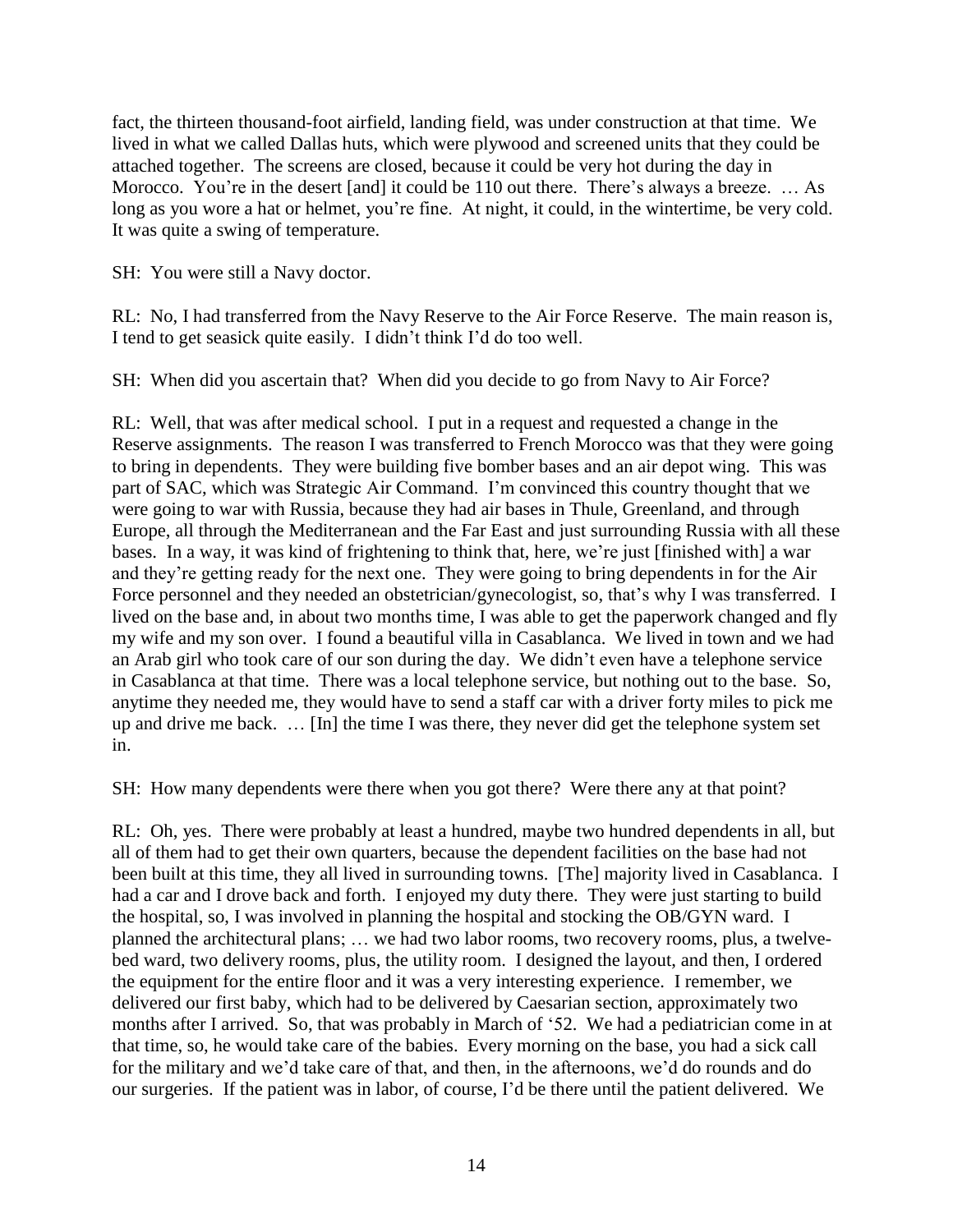fact, the thirteen thousand-foot airfield, landing field, was under construction at that time. We lived in what we called Dallas huts, which were plywood and screened units that they could be attached together. The screens are closed, because it could be very hot during the day in Morocco. You're in the desert [and] it could be 110 out there. There's always a breeze. … As long as you wore a hat or helmet, you're fine. At night, it could, in the wintertime, be very cold. It was quite a swing of temperature.

SH: You were still a Navy doctor.

RL: No, I had transferred from the Navy Reserve to the Air Force Reserve. The main reason is, I tend to get seasick quite easily. I didn't think I'd do too well.

SH: When did you ascertain that? When did you decide to go from Navy to Air Force?

RL: Well, that was after medical school. I put in a request and requested a change in the Reserve assignments. The reason I was transferred to French Morocco was that they were going to bring in dependents. They were building five bomber bases and an air depot wing. This was part of SAC, which was Strategic Air Command. I'm convinced this country thought that we were going to war with Russia, because they had air bases in Thule, Greenland, and through Europe, all through the Mediterranean and the Far East and just surrounding Russia with all these bases. In a way, it was kind of frightening to think that, here, we're just [finished with] a war and they're getting ready for the next one. They were going to bring dependents in for the Air Force personnel and they needed an obstetrician/gynecologist, so, that's why I was transferred. I lived on the base and, in about two months time, I was able to get the paperwork changed and fly my wife and my son over. I found a beautiful villa in Casablanca. We lived in town and we had an Arab girl who took care of our son during the day. We didn't even have a telephone service in Casablanca at that time. There was a local telephone service, but nothing out to the base. So, anytime they needed me, they would have to send a staff car with a driver forty miles to pick me up and drive me back. … [In] the time I was there, they never did get the telephone system set in.

SH: How many dependents were there when you got there? Were there any at that point?

RL: Oh, yes. There were probably at least a hundred, maybe two hundred dependents in all, but all of them had to get their own quarters, because the dependent facilities on the base had not been built at this time, they all lived in surrounding towns. [The] majority lived in Casablanca. I had a car and I drove back and forth. I enjoyed my duty there. They were just starting to build the hospital, so, I was involved in planning the hospital and stocking the OB/GYN ward. I planned the architectural plans; … we had two labor rooms, two recovery rooms, plus, a twelve-bed ward, two delivery rooms, plus, the utility room. I designed the layout, and then, I ordered the equipment for the entire floor and it was a very interesting experience. I remember, we delivered our first baby, which had to be delivered by Caesarian section, approximately two months after I arrived. So, that was probably in March of '52. We had a pediatrician come in at that time, so, he would take care of the babies. Every morning on the base, you had a sick call for the military and we'd take care of that, and then, in the afternoons, we'd do rounds and do our surgeries. If the patient was in labor, of course, I'd be there until the patient delivered. We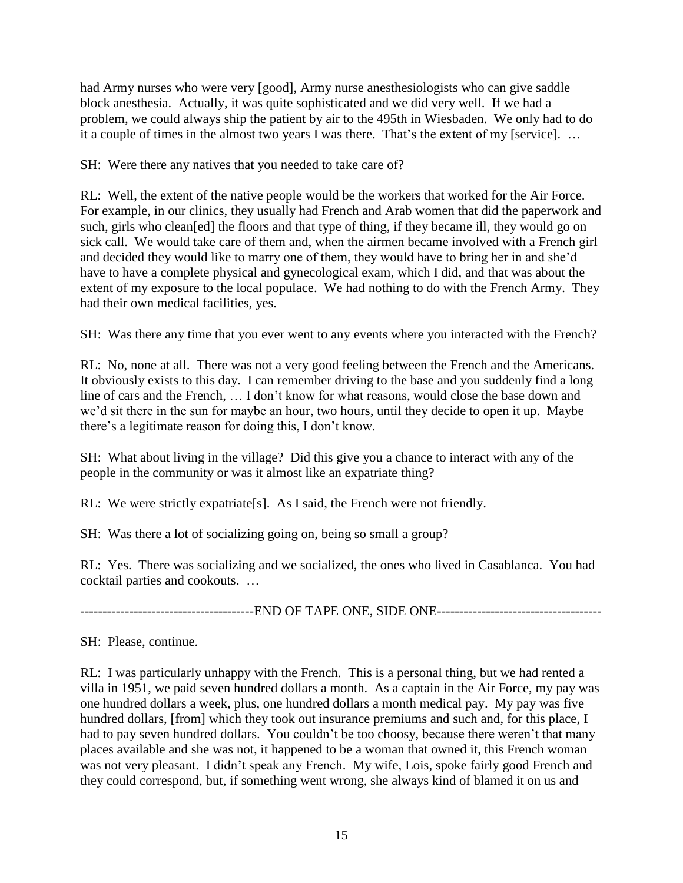had Army nurses who were very [good], Army nurse anesthesiologists who can give saddle block anesthesia. Actually, it was quite sophisticated and we did very well. If we had a problem, we could always ship the patient by air to the 495th in Wiesbaden. We only had to do it a couple of times in the almost two years I was there. That's the extent of my [service]. …

SH: Were there any natives that you needed to take care of?

RL: Well, the extent of the native people would be the workers that worked for the Air Force. For example, in our clinics, they usually had French and Arab women that did the paperwork and such, girls who clean[ed] the floors and that type of thing, if they became ill, they would go on sick call. We would take care of them and, when the airmen became involved with a French girl and decided they would like to marry one of them, they would have to bring her in and she'd have to have a complete physical and gynecological exam, which I did, and that was about the extent of my exposure to the local populace. We had nothing to do with the French Army. They had their own medical facilities, yes.

SH: Was there any time that you ever went to any events where you interacted with the French?

RL: No, none at all. There was not a very good feeling between the French and the Americans. It obviously exists to this day. I can remember driving to the base and you suddenly find a long line of cars and the French, … I don't know for what reasons, would close the base down and we'd sit there in the sun for maybe an hour, two hours, until they decide to open it up. Maybe there's a legitimate reason for doing this, I don't know.

SH: What about living in the village? Did this give you a chance to interact with any of the people in the community or was it almost like an expatriate thing?

RL: We were strictly expatriate[s]. As I said, the French were not friendly.

SH: Was there a lot of socializing going on, being so small a group?

RL: Yes. There was socializing and we socialized, the ones who lived in Casablanca. You had cocktail parties and cookouts. …

--------------------------------------END OF TAPE ONE, SIDE ONE------------------------------------

SH: Please, continue.

RL: I was particularly unhappy with the French. This is a personal thing, but we had rented a villa in 1951, we paid seven hundred dollars a month. As a captain in the Air Force, my pay was one hundred dollars a week, plus, one hundred dollars a month medical pay. My pay was five hundred dollars, [from] which they took out insurance premiums and such and, for this place, I had to pay seven hundred dollars. You couldn't be too choosy, because there weren't that many places available and she was not, it happened to be a woman that owned it, this French woman was not very pleasant. I didn't speak any French. My wife, Lois, spoke fairly good French and they could correspond, but, if something went wrong, she always kind of blamed it on us and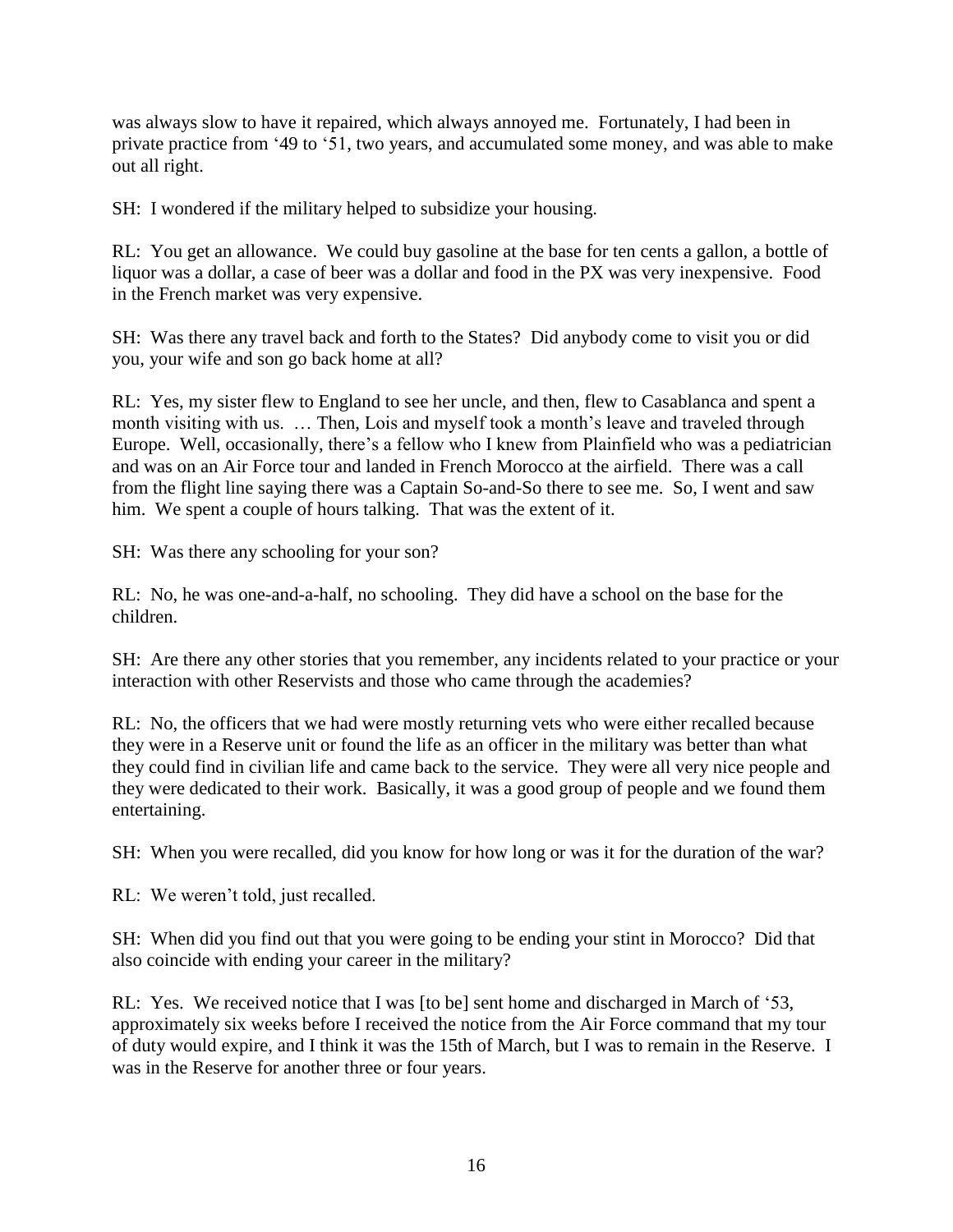was always slow to have it repaired, which always annoyed me. Fortunately, I had been in private practice from '49 to '51, two years, and accumulated some money, and was able to make out all right.

SH: I wondered if the military helped to subsidize your housing.

RL: You get an allowance. We could buy gasoline at the base for ten cents a gallon, a bottle of liquor was a dollar, a case of beer was a dollar and food in the PX was very inexpensive. Food in the French market was very expensive.

SH: Was there any travel back and forth to the States? Did anybody come to visit you or did you, your wife and son go back home at all?

RL: Yes, my sister flew to England to see her uncle, and then, flew to Casablanca and spent a month visiting with us. … Then, Lois and myself took a month's leave and traveled through Europe. Well, occasionally, there's a fellow who I knew from Plainfield who was a pediatrician and was on an Air Force tour and landed in French Morocco at the airfield. There was a call from the flight line saying there was a Captain So-and-So there to see me. So, I went and saw him. We spent a couple of hours talking. That was the extent of it.

SH: Was there any schooling for your son?

RL: No, he was one-and-a-half, no schooling. They did have a school on the base for the children.

SH: Are there any other stories that you remember, any incidents related to your practice or your interaction with other Reservists and those who came through the academies?

RL: No, the officers that we had were mostly returning vets who were either recalled because they were in a Reserve unit or found the life as an officer in the military was better than what they could find in civilian life and came back to the service. They were all very nice people and they were dedicated to their work. Basically, it was a good group of people and we found them entertaining.

SH: When you were recalled, did you know for how long or was it for the duration of the war?

RL: We weren't told, just recalled.

SH: When did you find out that you were going to be ending your stint in Morocco? Did that also coincide with ending your career in the military?

RL: Yes. We received notice that I was [to be] sent home and discharged in March of '53, approximately six weeks before I received the notice from the Air Force command that my tour of duty would expire, and I think it was the 15th of March, but I was to remain in the Reserve. I was in the Reserve for another three or four years.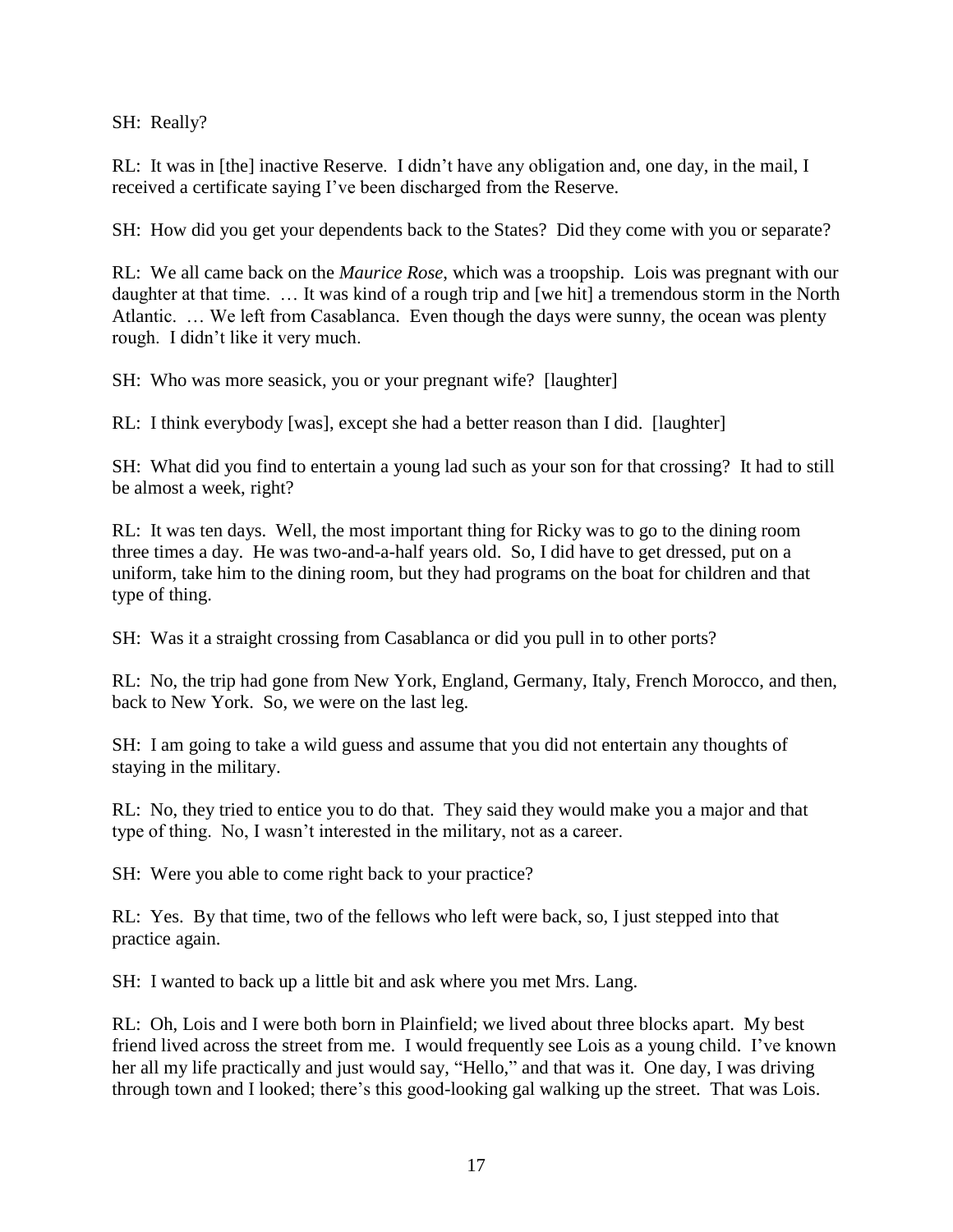SH: Really?

RL: It was in [the] inactive Reserve. I didn't have any obligation and, one day, in the mail, I received a certificate saying I've been discharged from the Reserve.

SH: How did you get your dependents back to the States? Did they come with you or separate?

RL: We all came back on the *Maurice Rose*, which was a troopship. Lois was pregnant with our daughter at that time. … It was kind of a rough trip and [we hit] a tremendous storm in the North Atlantic. … We left from Casablanca. Even though the days were sunny, the ocean was plenty rough. I didn't like it very much.

SH: Who was more seasick, you or your pregnant wife? [laughter]

RL: I think everybody [was], except she had a better reason than I did. [laughter]

SH: What did you find to entertain a young lad such as your son for that crossing? It had to still be almost a week, right?

RL: It was ten days. Well, the most important thing for Ricky was to go to the dining room three times a day. He was two-and-a-half years old. So, I did have to get dressed, put on a uniform, take him to the dining room, but they had programs on the boat for children and that type of thing.

SH: Was it a straight crossing from Casablanca or did you pull in to other ports?

RL: No, the trip had gone from New York, England, Germany, Italy, French Morocco, and then, back to New York. So, we were on the last leg.

SH: I am going to take a wild guess and assume that you did not entertain any thoughts of staying in the military.

RL: No, they tried to entice you to do that. They said they would make you a major and that type of thing. No, I wasn't interested in the military, not as a career.

SH: Were you able to come right back to your practice?

RL: Yes. By that time, two of the fellows who left were back, so, I just stepped into that practice again.

SH: I wanted to back up a little bit and ask where you met Mrs. Lang.

RL: Oh, Lois and I were both born in Plainfield; we lived about three blocks apart. My best friend lived across the street from me. I would frequently see Lois as a young child. I've known her all my life practically and just would say, "Hello," and that was it. One day, I was driving through town and I looked; there's this good-looking gal walking up the street. That was Lois.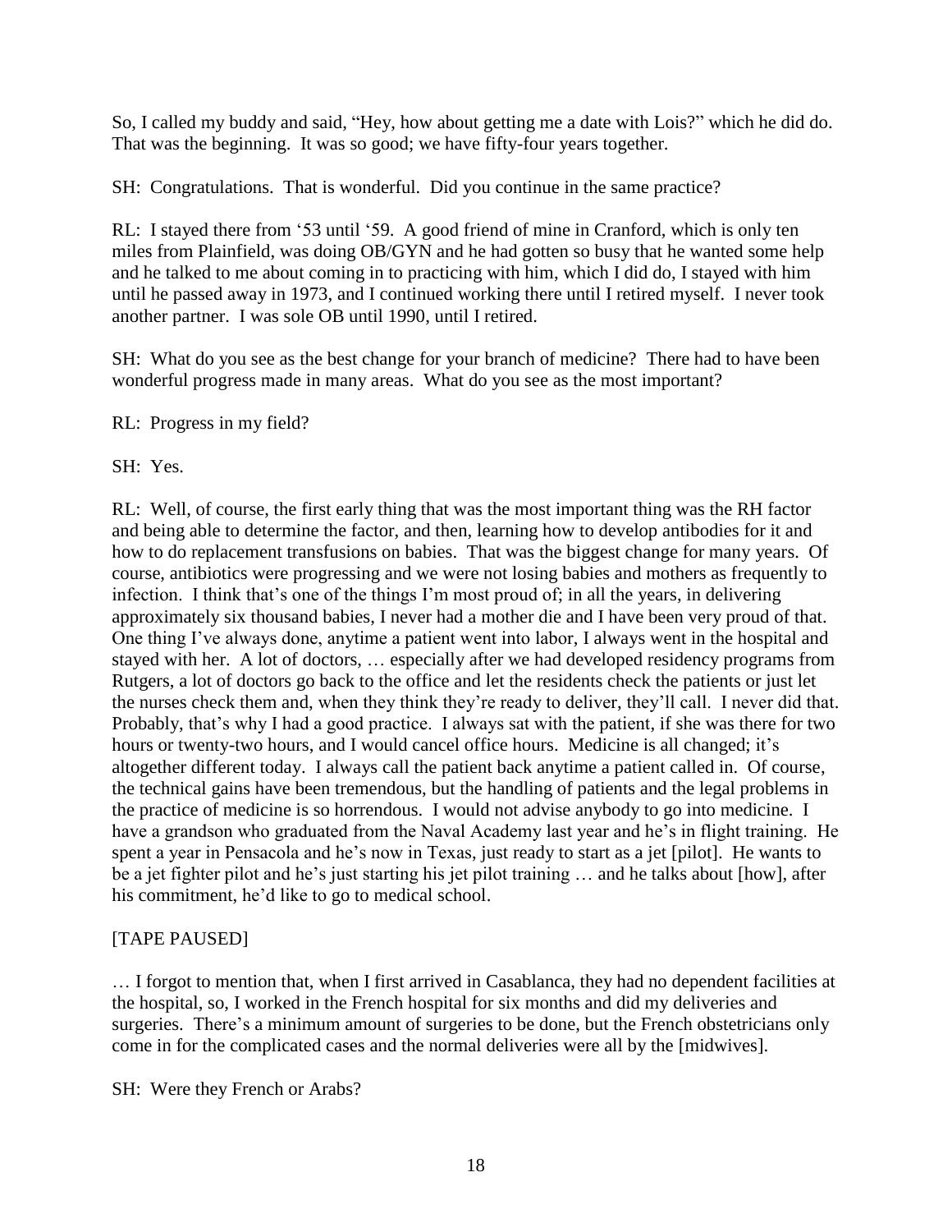So, I called my buddy and said, "Hey, how about getting me a date with Lois?" which he did do. That was the beginning. It was so good; we have fifty-four years together.

SH: Congratulations. That is wonderful. Did you continue in the same practice?

RL: I stayed there from '53 until '59. A good friend of mine in Cranford, which is only ten miles from Plainfield, was doing OB/GYN and he had gotten so busy that he wanted some help and he talked to me about coming in to practicing with him, which I did do, I stayed with him until he passed away in 1973, and I continued working there until I retired myself. I never took another partner. I was sole OB until 1990, until I retired.

SH: What do you see as the best change for your branch of medicine? There had to have been wonderful progress made in many areas. What do you see as the most important?

RL: Progress in my field?

SH: Yes.

RL: Well, of course, the first early thing that was the most important thing was the RH factor and being able to determine the factor, and then, learning how to develop antibodies for it and how to do replacement transfusions on babies. That was the biggest change for many years. Of course, antibiotics were progressing and we were not losing babies and mothers as frequently to infection. I think that's one of the things I'm most proud of; in all the years, in delivering approximately six thousand babies, I never had a mother die and I have been very proud of that. One thing I've always done, anytime a patient went into labor, I always went in the hospital and stayed with her. A lot of doctors, … especially after we had developed residency programs from Rutgers, a lot of doctors go back to the office and let the residents check the patients or just let the nurses check them and, when they think they're ready to deliver, they'll call. I never did that. Probably, that's why I had a good practice. I always sat with the patient, if she was there for two hours or twenty-two hours, and I would cancel office hours. Medicine is all changed; it's altogether different today. I always call the patient back anytime a patient called in. Of course, the technical gains have been tremendous, but the handling of patients and the legal problems in the practice of medicine is so horrendous. I would not advise anybody to go into medicine. I have a grandson who graduated from the Naval Academy last year and he's in flight training. He spent a year in Pensacola and he's now in Texas, just ready to start as a jet [pilot]. He wants to be a jet fighter pilot and he's just starting his jet pilot training … and he talks about [how], after his commitment, he'd like to go to medical school.

[TAPE PAUSED]

… I forgot to mention that, when I first arrived in Casablanca, they had no dependent facilities at the hospital, so, I worked in the French hospital for six months and did my deliveries and surgeries. There's a minimum amount of surgeries to be done, but the French obstetricians only come in for the complicated cases and the normal deliveries were all by the [midwives].

SH: Were they French or Arabs?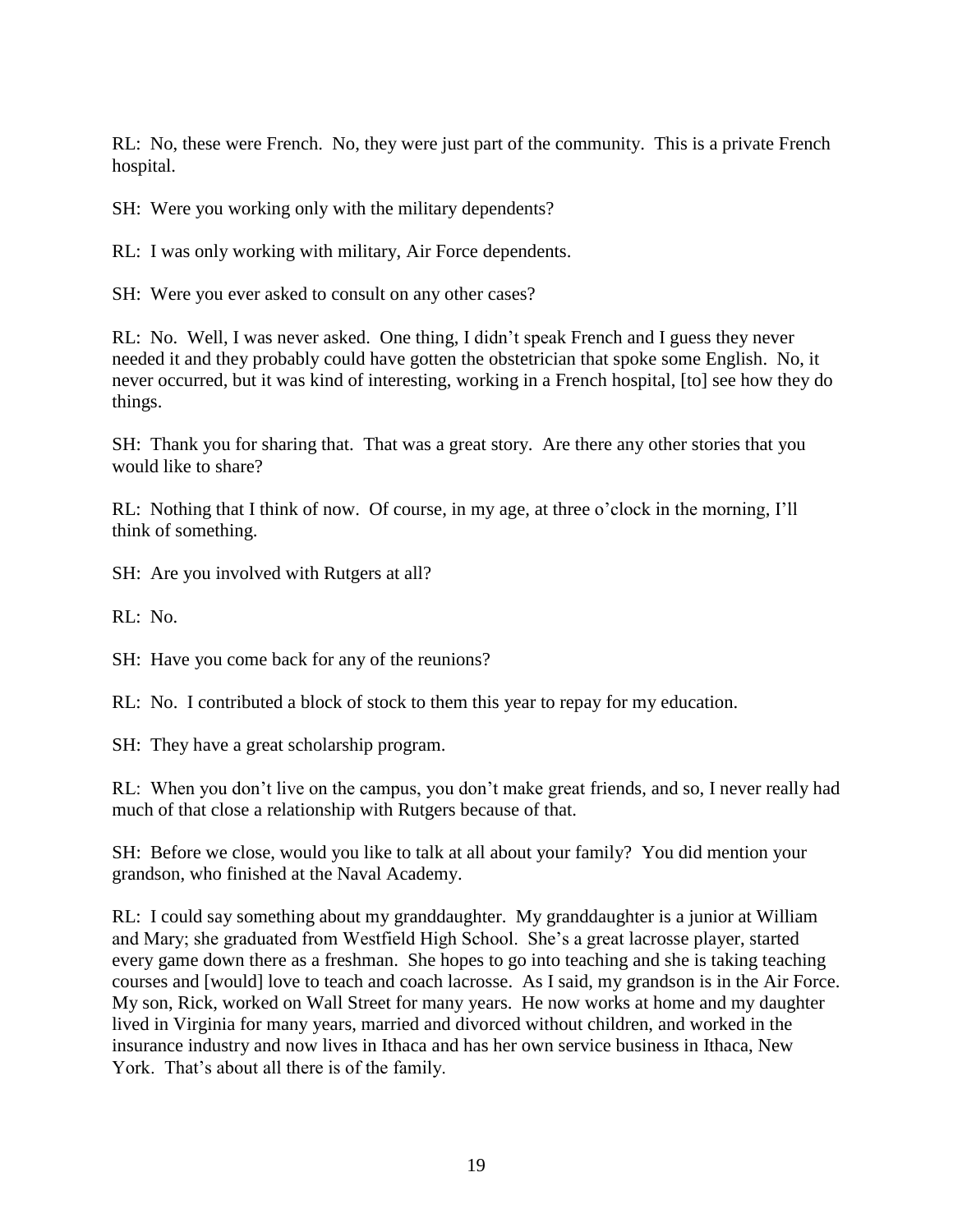RL: No, these were French. No, they were just part of the community. This is a private French hospital.

SH: Were you working only with the military dependents?

RL: I was only working with military, Air Force dependents.

SH: Were you ever asked to consult on any other cases?

RL: No. Well, I was never asked. One thing, I didn't speak French and I guess they never needed it and they probably could have gotten the obstetrician that spoke some English. No, it never occurred, but it was kind of interesting, working in a French hospital, [to] see how they do things.

SH: Thank you for sharing that. That was a great story. Are there any other stories that you would like to share?

RL: Nothing that I think of now. Of course, in my age, at three o'clock in the morning, I'll think of something.

SH: Are you involved with Rutgers at all?

RL: No.

SH: Have you come back for any of the reunions?

RL: No. I contributed a block of stock to them this year to repay for my education.

SH: They have a great scholarship program.

RL: When you don't live on the campus, you don't make great friends, and so, I never really had much of that close a relationship with Rutgers because of that.

SH: Before we close, would you like to talk at all about your family? You did mention your grandson, who finished at the Naval Academy.

RL: I could say something about my granddaughter. My granddaughter is a junior at William and Mary; she graduated from Westfield High School. She's a great lacrosse player, started every game down there as a freshman. She hopes to go into teaching and she is taking teaching courses and [would] love to teach and coach lacrosse. As I said, my grandson is in the Air Force. My son, Rick, worked on Wall Street for many years. He now works at home and my daughter lived in Virginia for many years, married and divorced without children, and worked in the insurance industry and now lives in Ithaca and has her own service business in Ithaca, New York. That's about all there is of the family.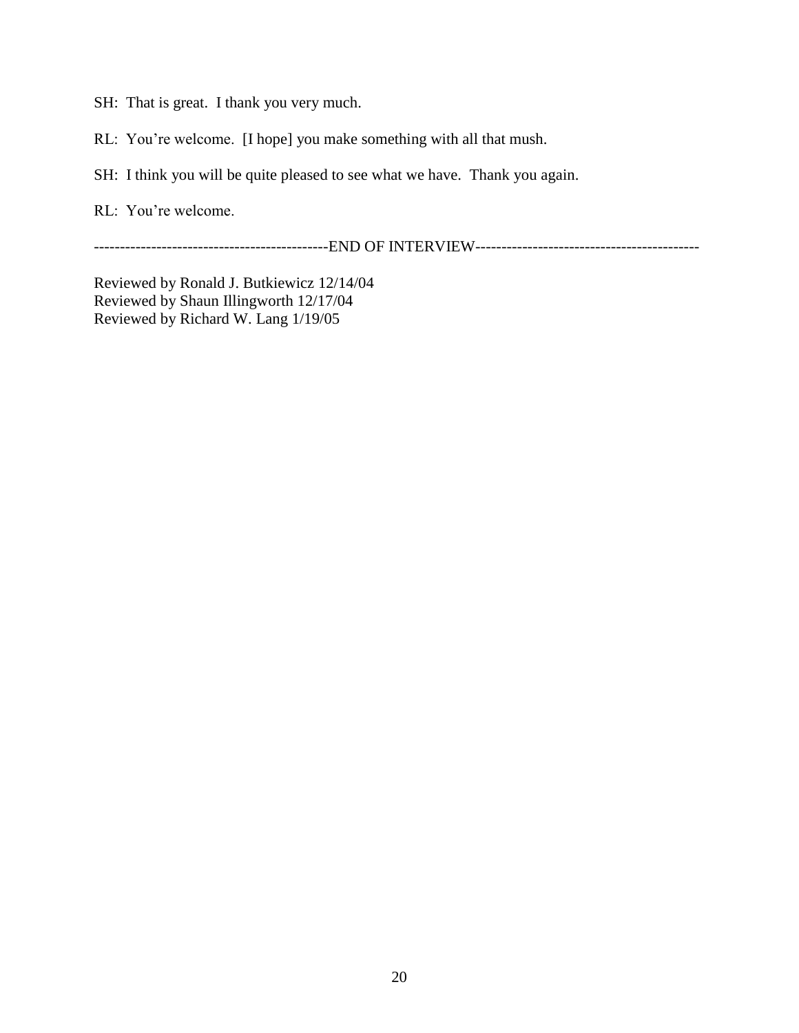SH: That is great. I thank you very much.

RL: You're welcome. [I hope] you make something with all that mush.

SH: I think you will be quite pleased to see what we have. Thank you again.

RL: You're welcome.

--------------------------------------------END OF INTERVIEW-------------------------------------------

Reviewed by Ronald J. Butkiewicz 12/14/04
Reviewed by Shaun Illingworth 12/17/04
Reviewed by Richard W. Lang 1/19/05